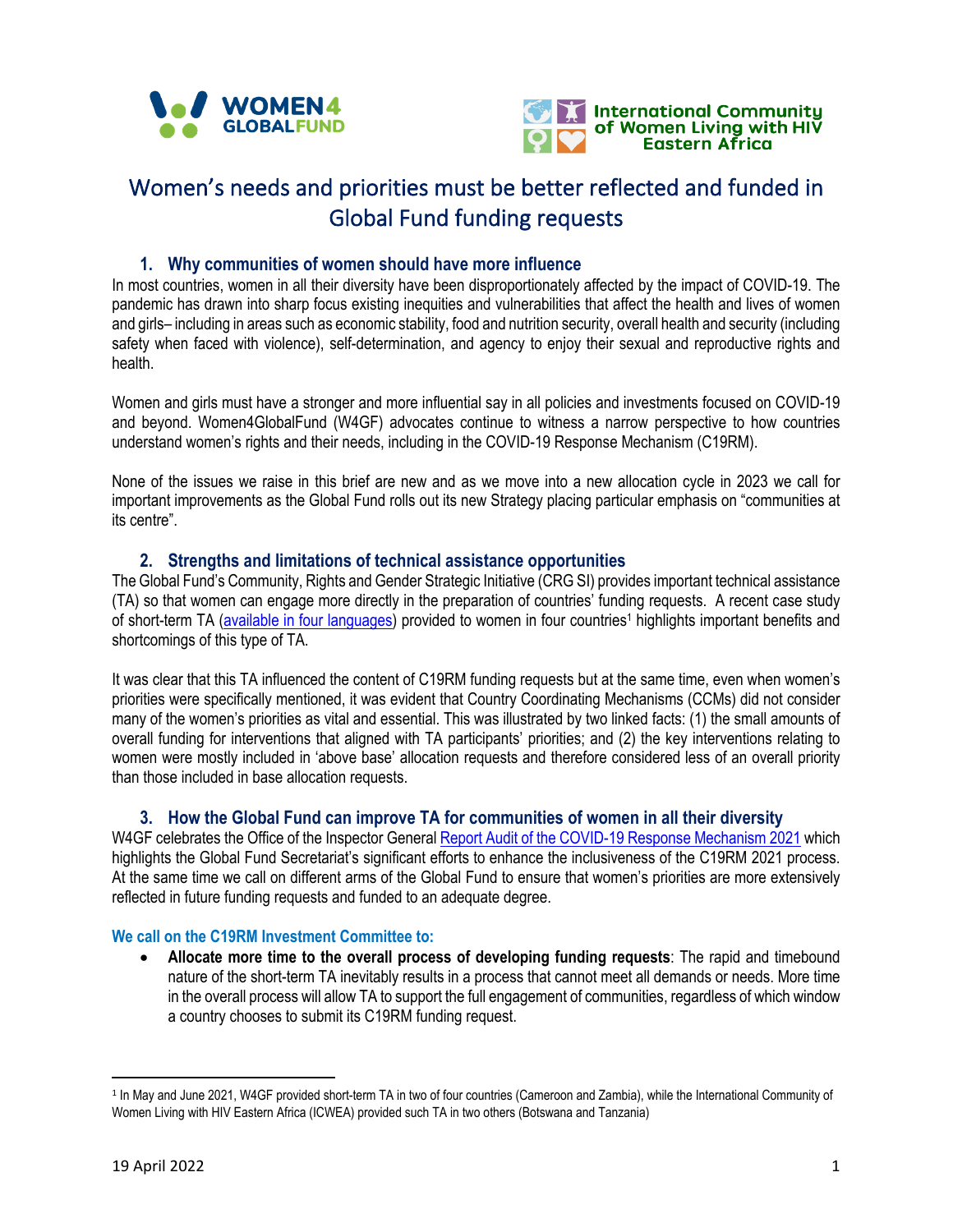# Women's needs and priorities must be better reflected and funded in Global Fund funding requests

## 1. Why communities of women should have more influence

In most countries, women in all their diversity have been disproportionately affected by the impact of COVID-19. The pandemic has drawn into sharp focus existing inequities and vulnerabilities that affect the health and lives of women and girls– including in areas such as economic stability, food and nutrition security, overall health and security (including safety when faced with violence), self-determination, and agency to enjoy their sexual and reproductive rights and health.

Women and girls must have a stronger and more influential say in all policies and investments focused on COVID-19 and beyond. Women4GlobalFund (W4GF) advocates continue to witness a narrow perspective to how countries understand women's rights and their needs, including in the COVID-19 Response Mechanism (C19RM).

None of the issues we raise in this brief are new and as we move into a new allocation cycle in 2023 we call for important improvements as the Global Fund rolls out its new Strategy placing particular emphasis on "communities at its centre".

## 2. Strengths and limitations of technical assistance opportunities

The Global Fund's Community, Rights and Gender Strategic Initiative (CRG SI) provides important technical assistance (TA) so that women can engage more directly in the preparation of countries' funding requests. A recent case study of short-term TA (available in four languages) provided to women in four countries[1] highlights important benefits and shortcomings of this type of TA.

It was clear that this TA influenced the content of C19RM funding requests but at the same time, even when women's priorities were specifically mentioned, it was evident that Country Coordinating Mechanisms (CCMs) did not consider many of the women's priorities as vital and essential. This was illustrated by two linked facts: (1) the small amounts of overall funding for interventions that aligned with TA participants' priorities; and (2) the key interventions relating to women were mostly included in 'above base' allocation requests and therefore considered less of an overall priority than those included in base allocation requests.

## 3. How the Global Fund can improve TA for communities of women in all their diversity

W4GF celebrates the Office of the Inspector General Report Audit of the COVID-19 Response Mechanism 2021 which highlights the Global Fund Secretariat's significant efforts to enhance the inclusiveness of the C19RM 2021 process. At the same time we call on different arms of the Global Fund to ensure that women's priorities are more extensively reflected in future funding requests and funded to an adequate degree.

### We call on the C19RM Investment Committee to:

- **Allocate more time to the overall process of developing funding requests**: The rapid and timebound nature of the short-term TA inevitably results in a process that cannot meet all demands or needs. More time in the overall process will allow TA to support the full engagement of communities, regardless of which window a country chooses to submit its C19RM funding request.

---

[1] In May and June 2021, W4GF provided short-term TA in two of four countries (Cameroon and Zambia), while the International Community of Women Living with HIV Eastern Africa (ICWEA) provided such TA in two others (Botswana and Tanzania)

19 April 2022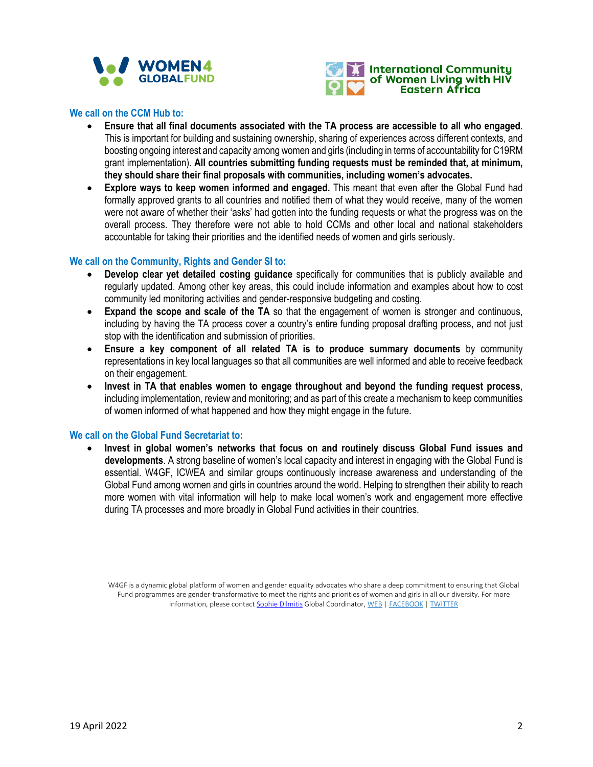### We call on the CCM Hub to:

- **Ensure that all final documents associated with the TA process are accessible to all who engaged**. This is important for building and sustaining ownership, sharing of experiences across different contexts, and boosting ongoing interest and capacity among women and girls (including in terms of accountability for C19RM grant implementation). **All countries submitting funding requests must be reminded that, at minimum, they should share their final proposals with communities, including women's advocates.**
- **Explore ways to keep women informed and engaged.** This meant that even after the Global Fund had formally approved grants to all countries and notified them of what they would receive, many of the women were not aware of whether their 'asks' had gotten into the funding requests or what the progress was on the overall process. They therefore were not able to hold CCMs and other local and national stakeholders accountable for taking their priorities and the identified needs of women and girls seriously.

### We call on the Community, Rights and Gender SI to:

- **Develop clear yet detailed costing guidance** specifically for communities that is publicly available and regularly updated. Among other key areas, this could include information and examples about how to cost community led monitoring activities and gender-responsive budgeting and costing.
- **Expand the scope and scale of the TA** so that the engagement of women is stronger and continuous, including by having the TA process cover a country's entire funding proposal drafting process, and not just stop with the identification and submission of priorities.
- **Ensure a key component of all related TA is to produce summary documents** by community representations in key local languages so that all communities are well informed and able to receive feedback on their engagement.
- **Invest in TA that enables women to engage throughout and beyond the funding request process**, including implementation, review and monitoring; and as part of this create a mechanism to keep communities of women informed of what happened and how they might engage in the future.

### We call on the Global Fund Secretariat to:

- **Invest in global women's networks that focus on and routinely discuss Global Fund issues and developments**. A strong baseline of women's local capacity and interest in engaging with the Global Fund is essential. W4GF, ICWEA and similar groups continuously increase awareness and understanding of the Global Fund among women and girls in countries around the world. Helping to strengthen their ability to reach more women with vital information will help to make local women's work and engagement more effective during TA processes and more broadly in Global Fund activities in their countries.

W4GF is a dynamic global platform of women and gender equality advocates who share a deep commitment to ensuring that Global Fund programmes are gender-transformative to meet the rights and priorities of women and girls in all our diversity. For more information, please contact Sophie Dilmitis Global Coordinator, WEB | FACEBOOK | TWITTER

19 April 2022